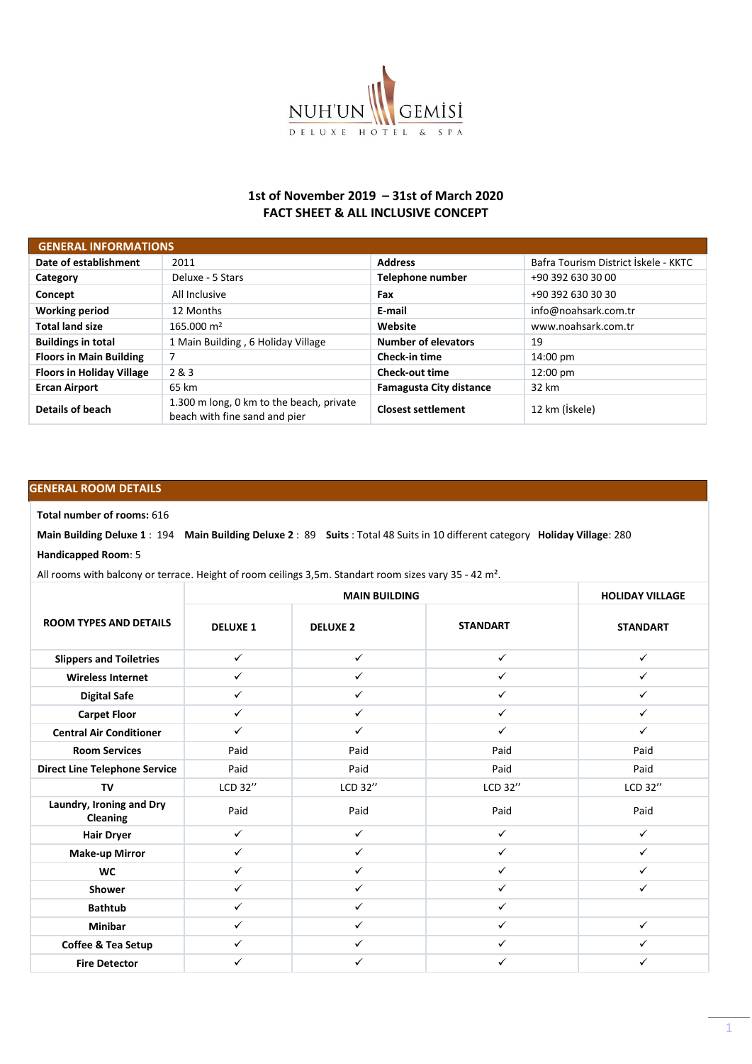NUH'UN GEMİSİ
DELUXE HOTEL & SPA

## 1st of November 2019 – 31st of March 2020
## FACT SHEET & ALL INCLUSIVE CONCEPT

| GENERAL INFORMATIONS | | | |
|---|---|---|---|
| **Date of establishment** | 2011 | **Address** | Bafra Tourism District İskele - KKTC |
| **Category** | Deluxe - 5 Stars | **Telephone number** | +90 392 630 30 00 |
| **Concept** | All Inclusive | **Fax** | +90 392 630 30 30 |
| **Working period** | 12 Months | **E-mail** | info@noahsark.com.tr |
| **Total land size** | 165.000 m² | **Website** | www.noahsark.com.tr |
| **Buildings in total** | 1 Main Building , 6 Holiday Village | **Number of elevators** | 19 |
| **Floors in Main Building** | 7 | **Check-in time** | 14:00 pm |
| **Floors in Holiday Village** | 2 & 3 | **Check-out time** | 12:00 pm |
| **Ercan Airport** | 65 km | **Famagusta City distance** | 32 km |
| **Details of beach** | 1.300 m long, 0 km to the beach, private beach with fine sand and pier | **Closest settlement** | 12 km (İskele) |

## GENERAL ROOM DETAILS

**Total number of rooms:** 616

**Main Building Deluxe 1** : 194 **Main Building Deluxe 2** : 89 **Suits** : Total 48 Suits in 10 different category **Holiday Village**: 280

**Handicapped Room**: 5

All rooms with balcony or terrace. Height of room ceilings 3,5m. Standart room sizes vary 35 - 42 m².

| ROOM TYPES AND DETAILS | MAIN BUILDING | | | HOLIDAY VILLAGE |
|---|---|---|---|---|
| | **DELUXE 1** | **DELUXE 2** | **STANDART** | **STANDART** |
| **Slippers and Toiletries** | ✓ | ✓ | ✓ | ✓ |
| **Wireless Internet** | ✓ | ✓ | ✓ | ✓ |
| **Digital Safe** | ✓ | ✓ | ✓ | ✓ |
| **Carpet Floor** | ✓ | ✓ | ✓ | ✓ |
| **Central Air Conditioner** | ✓ | ✓ | ✓ | ✓ |
| **Room Services** | Paid | Paid | Paid | Paid |
| **Direct Line Telephone Service** | Paid | Paid | Paid | Paid |
| **TV** | LCD 32" | LCD 32" | LCD 32" | LCD 32" |
| **Laundry, Ironing and Dry Cleaning** | Paid | Paid | Paid | Paid |
| **Hair Dryer** | ✓ | ✓ | ✓ | ✓ |
| **Make-up Mirror** | ✓ | ✓ | ✓ | ✓ |
| **WC** | ✓ | ✓ | ✓ | ✓ |
| **Shower** | ✓ | ✓ | ✓ | ✓ |
| **Bathtub** | ✓ | ✓ | ✓ | |
| **Minibar** | ✓ | ✓ | ✓ | ✓ |
| **Coffee & Tea Setup** | ✓ | ✓ | ✓ | ✓ |
| **Fire Detector** | ✓ | ✓ | ✓ | ✓ |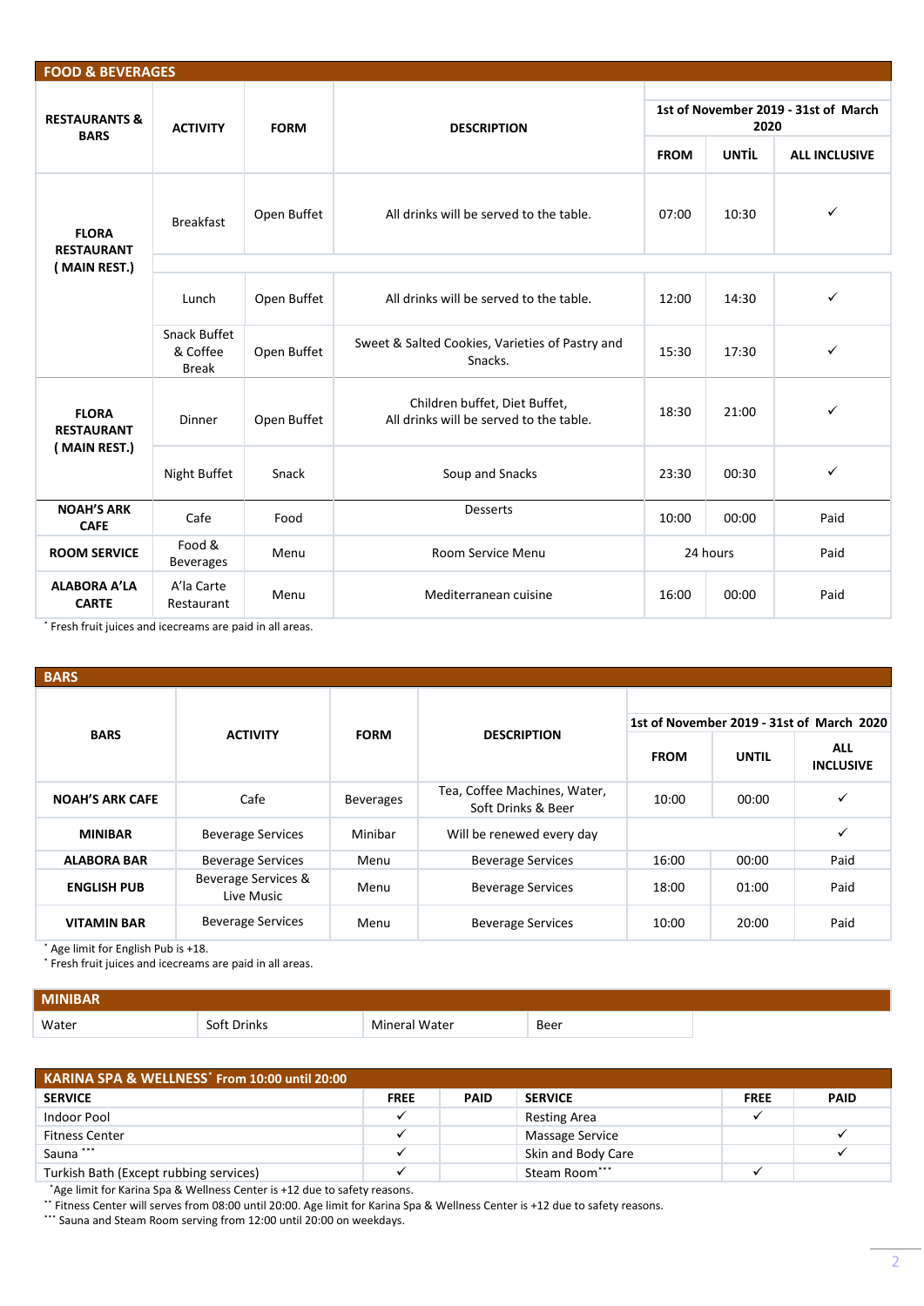## FOOD & BEVERAGES

| RESTAURANTS & BARS | ACTIVITY | FORM | DESCRIPTION | 1st of November 2019 - 31st of March 2020 | | |
|---|---|---|---|---|---|---|
| | | | | FROM | UNTİL | ALL INCLUSIVE |
| FLORA RESTAURANT ( MAIN REST.) | Breakfast | Open Buffet | All drinks will be served to the table. | 07:00 | 10:30 | ✓ |
| | Lunch | Open Buffet | All drinks will be served to the table. | 12:00 | 14:30 | ✓ |
| | Snack Buffet & Coffee Break | Open Buffet | Sweet & Salted Cookies, Varieties of Pastry and Snacks. | 15:30 | 17:30 | ✓ |
| FLORA RESTAURANT ( MAIN REST.) | Dinner | Open Buffet | Children buffet, Diet Buffet, All drinks will be served to the table. | 18:30 | 21:00 | ✓ |
| | Night Buffet | Snack | Soup and Snacks | 23:30 | 00:30 | ✓ |
| NOAH'S ARK CAFE | Cafe | Food | Desserts | 10:00 | 00:00 | Paid |
| ROOM SERVICE | Food & Beverages | Menu | Room Service Menu | 24 hours | | Paid |
| ALABORA A'LA CARTE | A'la Carte Restaurant | Menu | Mediterranean cuisine | 16:00 | 00:00 | Paid |

* Fresh fruit juices and icecreams are paid in all areas.

## BARS

| BARS | ACTIVITY | FORM | DESCRIPTION | 1st of November 2019 - 31st of March 2020 | | |
|---|---|---|---|---|---|---|
| | | | | FROM | UNTIL | ALL INCLUSIVE |
| NOAH'S ARK CAFE | Cafe | Beverages | Tea, Coffee Machines, Water, Soft Drinks & Beer | 10:00 | 00:00 | ✓ |
| MINIBAR | Beverage Services | Minibar | Will be renewed every day | | | ✓ |
| ALABORA BAR | Beverage Services | Menu | Beverage Services | 16:00 | 00:00 | Paid |
| ENGLISH PUB | Beverage Services & Live Music | Menu | Beverage Services | 18:00 | 01:00 | Paid |
| VITAMIN BAR | Beverage Services | Menu | Beverage Services | 10:00 | 20:00 | Paid |

* Age limit for English Pub is +18.
* Fresh fruit juices and icecreams are paid in all areas.

## MINIBAR

| Water | Soft Drinks | Mineral Water | Beer |
|---|---|---|---|

## KARINA SPA & WELLNESS* From 10:00 until 20:00

| SERVICE | FREE | PAID | SERVICE | FREE | PAID |
|---|---|---|---|---|---|
| Indoor Pool | ✓ | | Resting Area | ✓ | |
| Fitness Center | ✓ | | Massage Service | | ✓ |
| Sauna *** | ✓ | | Skin and Body Care | | ✓ |
| Turkish Bath (Except rubbing services) | ✓ | | Steam Room*** | ✓ | |

*Age limit for Karina Spa & Wellness Center is +12 due to safety reasons.
** Fitness Center will serves from 08:00 until 20:00. Age limit for Karina Spa & Wellness Center is +12 due to safety reasons.
*** Sauna and Steam Room serving from 12:00 until 20:00 on weekdays.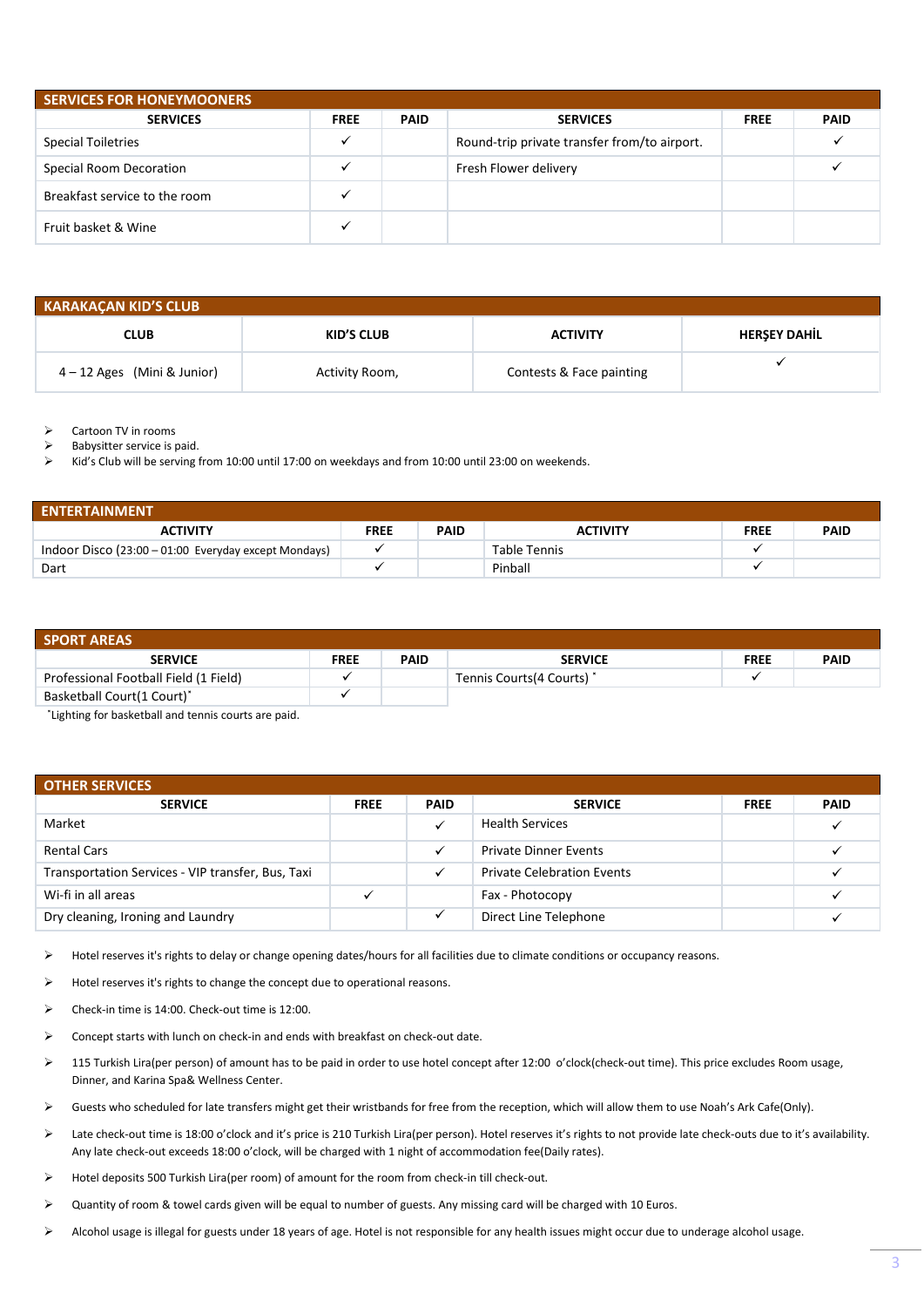## SERVICES FOR HONEYMOONERS

| SERVICES | FREE | PAID | SERVICES | FREE | PAID |
|---|---|---|---|---|---|
| Special Toiletries | ✓ | | Round-trip private transfer from/to airport. | | ✓ |
| Special Room Decoration | ✓ | | Fresh Flower delivery | | ✓ |
| Breakfast service to the room | ✓ | | | | |
| Fruit basket & Wine | ✓ | | | | |

## KARAKAÇAN KID'S CLUB

| CLUB | KID'S CLUB | ACTIVITY | HERŞEY DAHİL |
|---|---|---|---|
| 4 – 12 Ages (Mini & Junior) | Activity Room, | Contests & Face painting | ✓ |

- Cartoon TV in rooms
- Babysitter service is paid.
- Kid's Club will be serving from 10:00 until 17:00 on weekdays and from 10:00 until 23:00 on weekends.

## ENTERTAINMENT

| ACTIVITY | FREE | PAID | ACTIVITY | FREE | PAID |
|---|---|---|---|---|---|
| Indoor Disco (23:00 – 01:00 Everyday except Mondays) | ✓ | | Table Tennis | ✓ | |
| Dart | ✓ | | Pinball | ✓ | |

## SPORT AREAS

| SERVICE | FREE | PAID | SERVICE | FREE | PAID |
|---|---|---|---|---|---|
| Professional Football Field (1 Field) | ✓ | | Tennis Courts(4 Courts) * | ✓ | |
| Basketball Court(1 Court)* | ✓ | | | | |

*Lighting for basketball and tennis courts are paid.

## OTHER SERVICES

| SERVICE | FREE | PAID | SERVICE | FREE | PAID |
|---|---|---|---|---|---|
| Market | | ✓ | Health Services | | ✓ |
| Rental Cars | | ✓ | Private Dinner Events | | ✓ |
| Transportation Services - VIP transfer, Bus, Taxi | | ✓ | Private Celebration Events | | ✓ |
| Wi-fi in all areas | ✓ | | Fax - Photocopy | | ✓ |
| Dry cleaning, Ironing and Laundry | | ✓ | Direct Line Telephone | | ✓ |

- Hotel reserves it's rights to delay or change opening dates/hours for all facilities due to climate conditions or occupancy reasons.
- Hotel reserves it's rights to change the concept due to operational reasons.
- Check-in time is 14:00. Check-out time is 12:00.
- Concept starts with lunch on check-in and ends with breakfast on check-out date.
- 115 Turkish Lira(per person) of amount has to be paid in order to use hotel concept after 12:00 o'clock(check-out time). This price excludes Room usage, Dinner, and Karina Spa& Wellness Center.
- Guests who scheduled for late transfers might get their wristbands for free from the reception, which will allow them to use Noah's Ark Cafe(Only).
- Late check-out time is 18:00 o'clock and it's price is 210 Turkish Lira(per person). Hotel reserves it's rights to not provide late check-outs due to it's availability. Any late check-out exceeds 18:00 o'clock, will be charged with 1 night of accommodation fee(Daily rates).
- Hotel deposits 500 Turkish Lira(per room) of amount for the room from check-in till check-out.
- Quantity of room & towel cards given will be equal to number of guests. Any missing card will be charged with 10 Euros.
- Alcohol usage is illegal for guests under 18 years of age. Hotel is not responsible for any health issues might occur due to underage alcohol usage.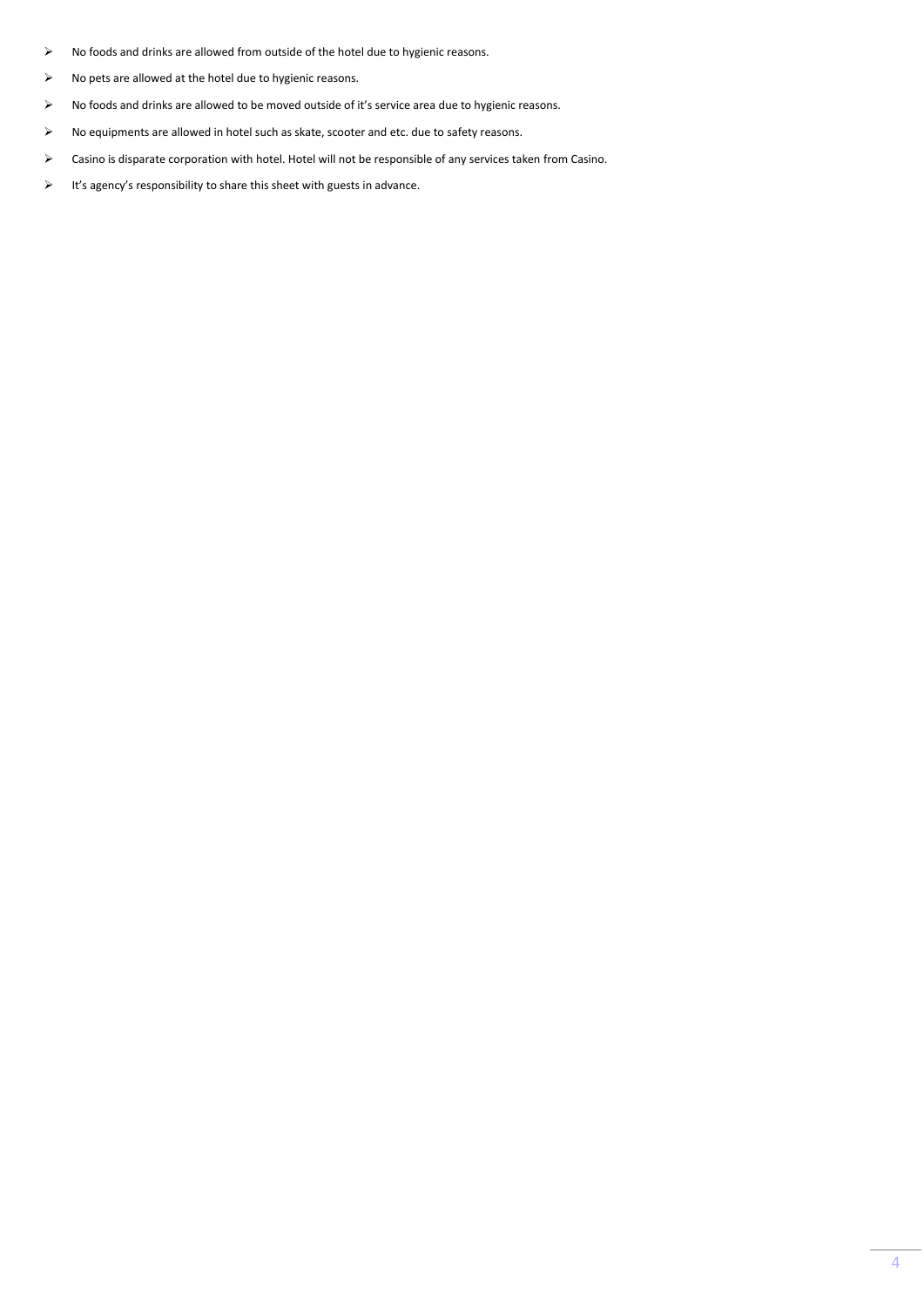- No foods and drinks are allowed from outside of the hotel due to hygienic reasons.
- No pets are allowed at the hotel due to hygienic reasons.
- No foods and drinks are allowed to be moved outside of it's service area due to hygienic reasons.
- No equipments are allowed in hotel such as skate, scooter and etc. due to safety reasons.
- Casino is disparate corporation with hotel. Hotel will not be responsible of any services taken from Casino.
- It's agency's responsibility to share this sheet with guests in advance.